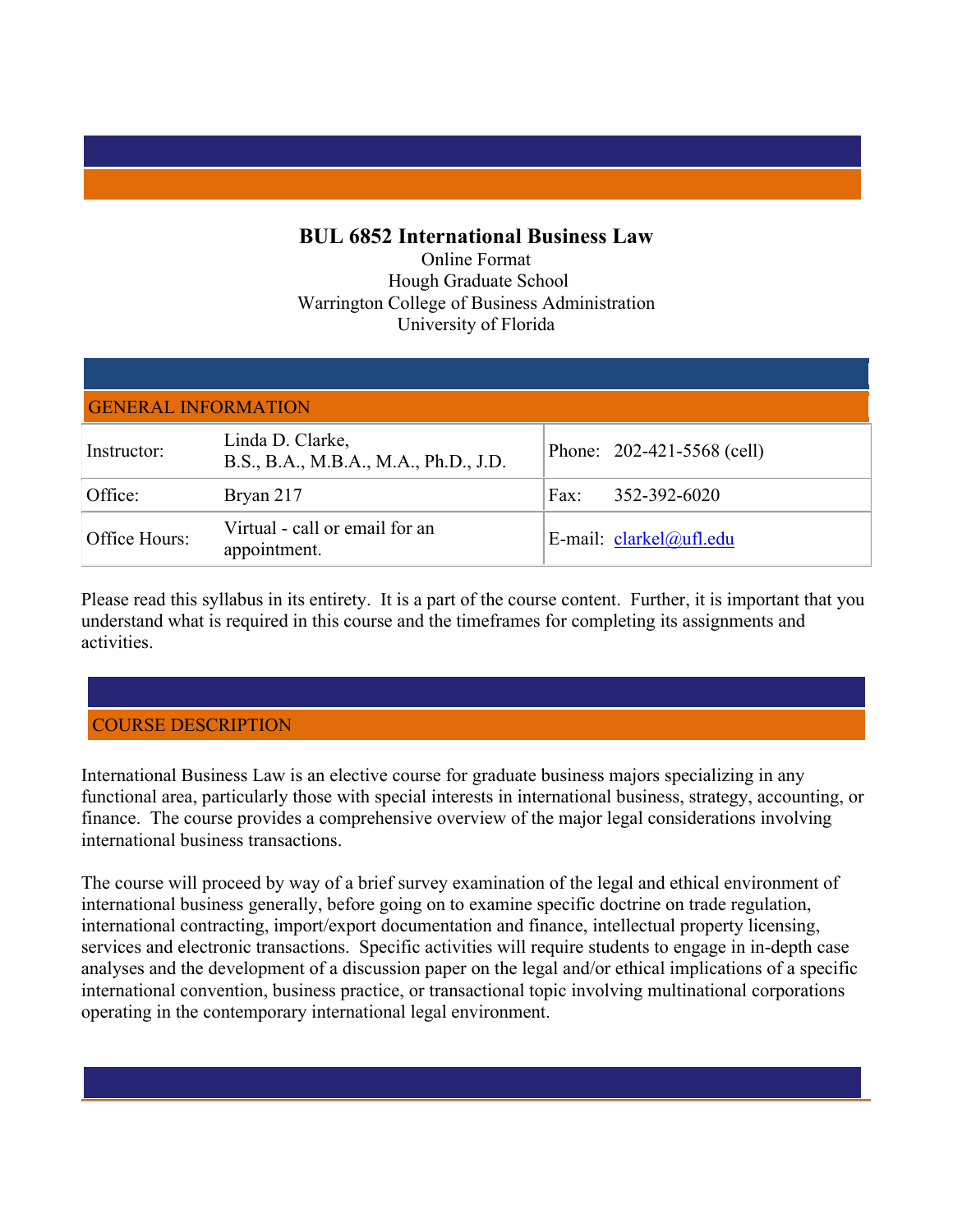# BUL 6852 International Business Law

Online Format
Hough Graduate School
Warrington College of Business Administration
University of Florida

## GENERAL INFORMATION

| | | | |
|---|---|---|---|
| Instructor: | Linda D. Clarke, B.S., B.A., M.B.A., M.A., Ph.D., J.D. | Phone: | 202-421-5568 (cell) |
| Office: | Bryan 217 | Fax: | 352-392-6020 |
| Office Hours: | Virtual - call or email for an appointment. | E-mail: | clarkel@ufl.edu |

Please read this syllabus in its entirety. It is a part of the course content. Further, it is important that you understand what is required in this course and the timeframes for completing its assignments and activities.

## COURSE DESCRIPTION

International Business Law is an elective course for graduate business majors specializing in any functional area, particularly those with special interests in international business, strategy, accounting, or finance. The course provides a comprehensive overview of the major legal considerations involving international business transactions.

The course will proceed by way of a brief survey examination of the legal and ethical environment of international business generally, before going on to examine specific doctrine on trade regulation, international contracting, import/export documentation and finance, intellectual property licensing, services and electronic transactions. Specific activities will require students to engage in in-depth case analyses and the development of a discussion paper on the legal and/or ethical implications of a specific international convention, business practice, or transactional topic involving multinational corporations operating in the contemporary international legal environment.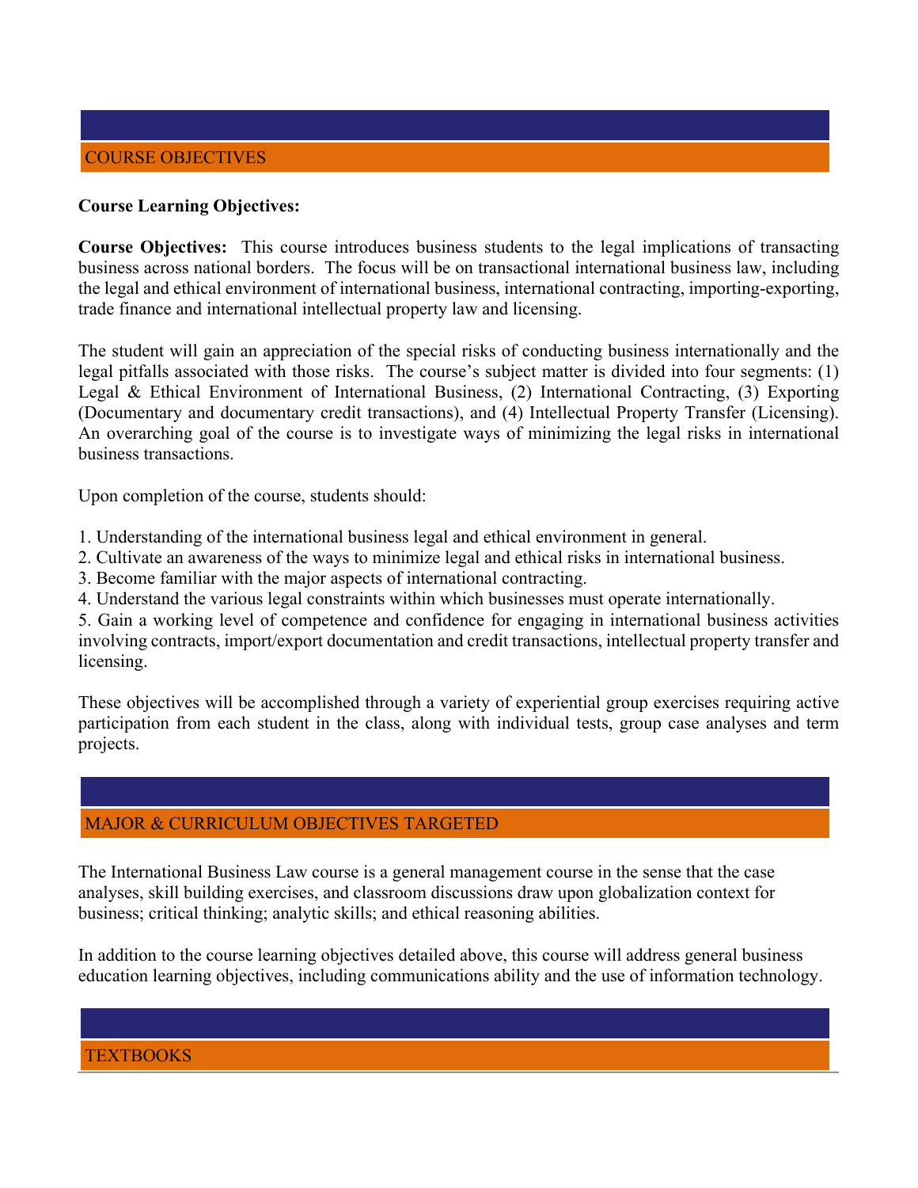## COURSE OBJECTIVES

**Course Learning Objectives:**

**Course Objectives:** This course introduces business students to the legal implications of transacting business across national borders. The focus will be on transactional international business law, including the legal and ethical environment of international business, international contracting, importing-exporting, trade finance and international intellectual property law and licensing.

The student will gain an appreciation of the special risks of conducting business internationally and the legal pitfalls associated with those risks. The course's subject matter is divided into four segments: (1) Legal & Ethical Environment of International Business, (2) International Contracting, (3) Exporting (Documentary and documentary credit transactions), and (4) Intellectual Property Transfer (Licensing). An overarching goal of the course is to investigate ways of minimizing the legal risks in international business transactions.

Upon completion of the course, students should:

1. Understanding of the international business legal and ethical environment in general.
2. Cultivate an awareness of the ways to minimize legal and ethical risks in international business.
3. Become familiar with the major aspects of international contracting.
4. Understand the various legal constraints within which businesses must operate internationally.
5. Gain a working level of competence and confidence for engaging in international business activities involving contracts, import/export documentation and credit transactions, intellectual property transfer and licensing.

These objectives will be accomplished through a variety of experiential group exercises requiring active participation from each student in the class, along with individual tests, group case analyses and term projects.

## MAJOR & CURRICULUM OBJECTIVES TARGETED

The International Business Law course is a general management course in the sense that the case analyses, skill building exercises, and classroom discussions draw upon globalization context for business; critical thinking; analytic skills; and ethical reasoning abilities.

In addition to the course learning objectives detailed above, this course will address general business education learning objectives, including communications ability and the use of information technology.

## TEXTBOOKS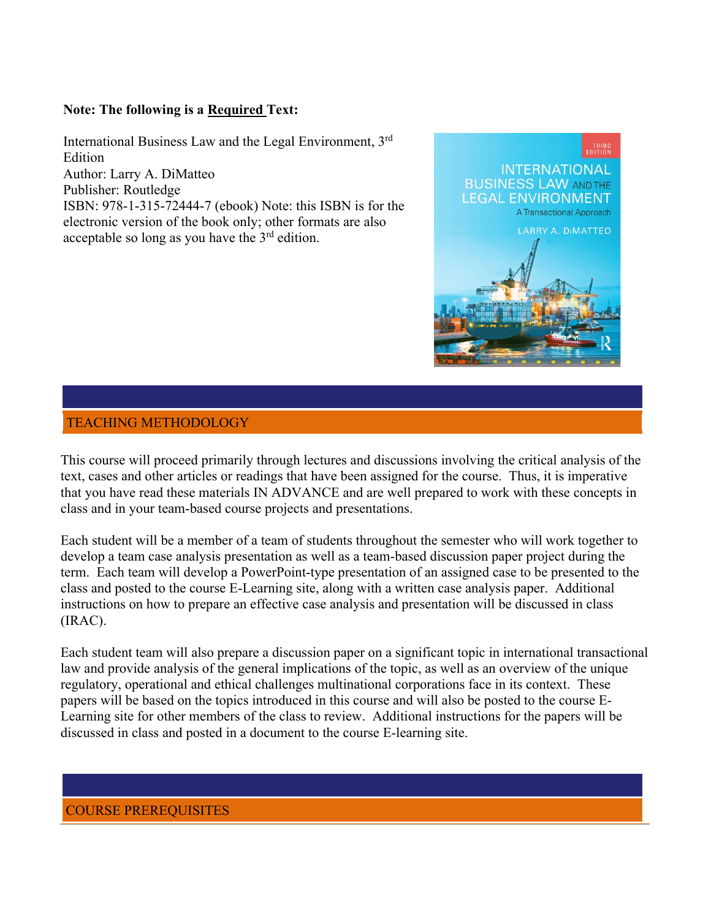**Note: The following is a Required Text:**

International Business Law and the Legal Environment, 3rd Edition
Author: Larry A. DiMatteo
Publisher: Routledge
ISBN: 978-1-315-72444-7 (ebook) Note: this ISBN is for the electronic version of the book only; other formats are also acceptable so long as you have the 3rd edition.

## TEACHING METHODOLOGY

This course will proceed primarily through lectures and discussions involving the critical analysis of the text, cases and other articles or readings that have been assigned for the course. Thus, it is imperative that you have read these materials IN ADVANCE and are well prepared to work with these concepts in class and in your team-based course projects and presentations.

Each student will be a member of a team of students throughout the semester who will work together to develop a team case analysis presentation as well as a team-based discussion paper project during the term. Each team will develop a PowerPoint-type presentation of an assigned case to be presented to the class and posted to the course E-Learning site, along with a written case analysis paper. Additional instructions on how to prepare an effective case analysis and presentation will be discussed in class (IRAC).

Each student team will also prepare a discussion paper on a significant topic in international transactional law and provide analysis of the general implications of the topic, as well as an overview of the unique regulatory, operational and ethical challenges multinational corporations face in its context. These papers will be based on the topics introduced in this course and will also be posted to the course E-Learning site for other members of the class to review. Additional instructions for the papers will be discussed in class and posted in a document to the course E-learning site.

## COURSE PREREQUISITES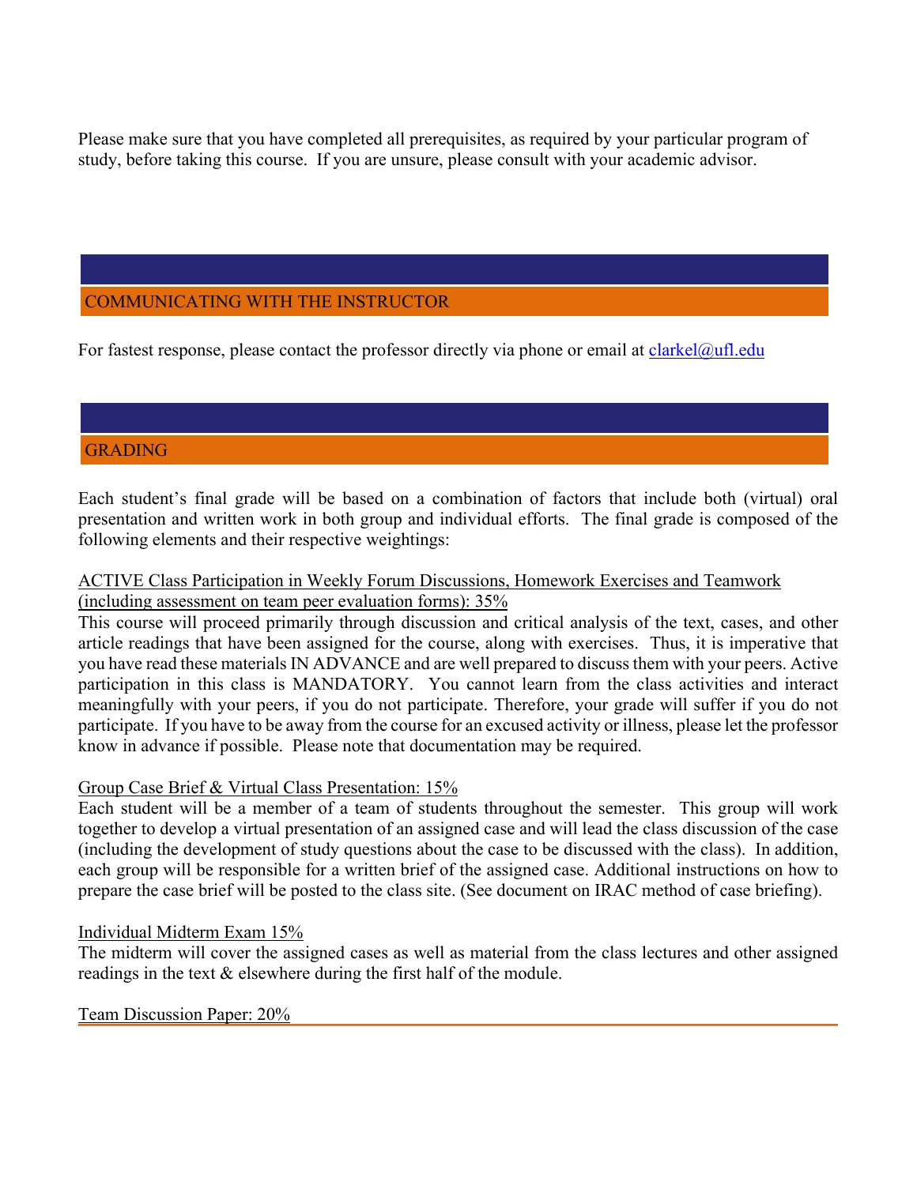Please make sure that you have completed all prerequisites, as required by your particular program of study, before taking this course. If you are unsure, please consult with your academic advisor.

## COMMUNICATING WITH THE INSTRUCTOR

For fastest response, please contact the professor directly via phone or email at clarkel@ufl.edu

## GRADING

Each student's final grade will be based on a combination of factors that include both (virtual) oral presentation and written work in both group and individual efforts. The final grade is composed of the following elements and their respective weightings:

ACTIVE Class Participation in Weekly Forum Discussions, Homework Exercises and Teamwork (including assessment on team peer evaluation forms): 35%

This course will proceed primarily through discussion and critical analysis of the text, cases, and other article readings that have been assigned for the course, along with exercises. Thus, it is imperative that you have read these materials IN ADVANCE and are well prepared to discuss them with your peers. Active participation in this class is MANDATORY. You cannot learn from the class activities and interact meaningfully with your peers, if you do not participate. Therefore, your grade will suffer if you do not participate. If you have to be away from the course for an excused activity or illness, please let the professor know in advance if possible. Please note that documentation may be required.

Group Case Brief & Virtual Class Presentation: 15%

Each student will be a member of a team of students throughout the semester. This group will work together to develop a virtual presentation of an assigned case and will lead the class discussion of the case (including the development of study questions about the case to be discussed with the class). In addition, each group will be responsible for a written brief of the assigned case. Additional instructions on how to prepare the case brief will be posted to the class site. (See document on IRAC method of case briefing).

Individual Midterm Exam 15%

The midterm will cover the assigned cases as well as material from the class lectures and other assigned readings in the text & elsewhere during the first half of the module.

Team Discussion Paper: 20%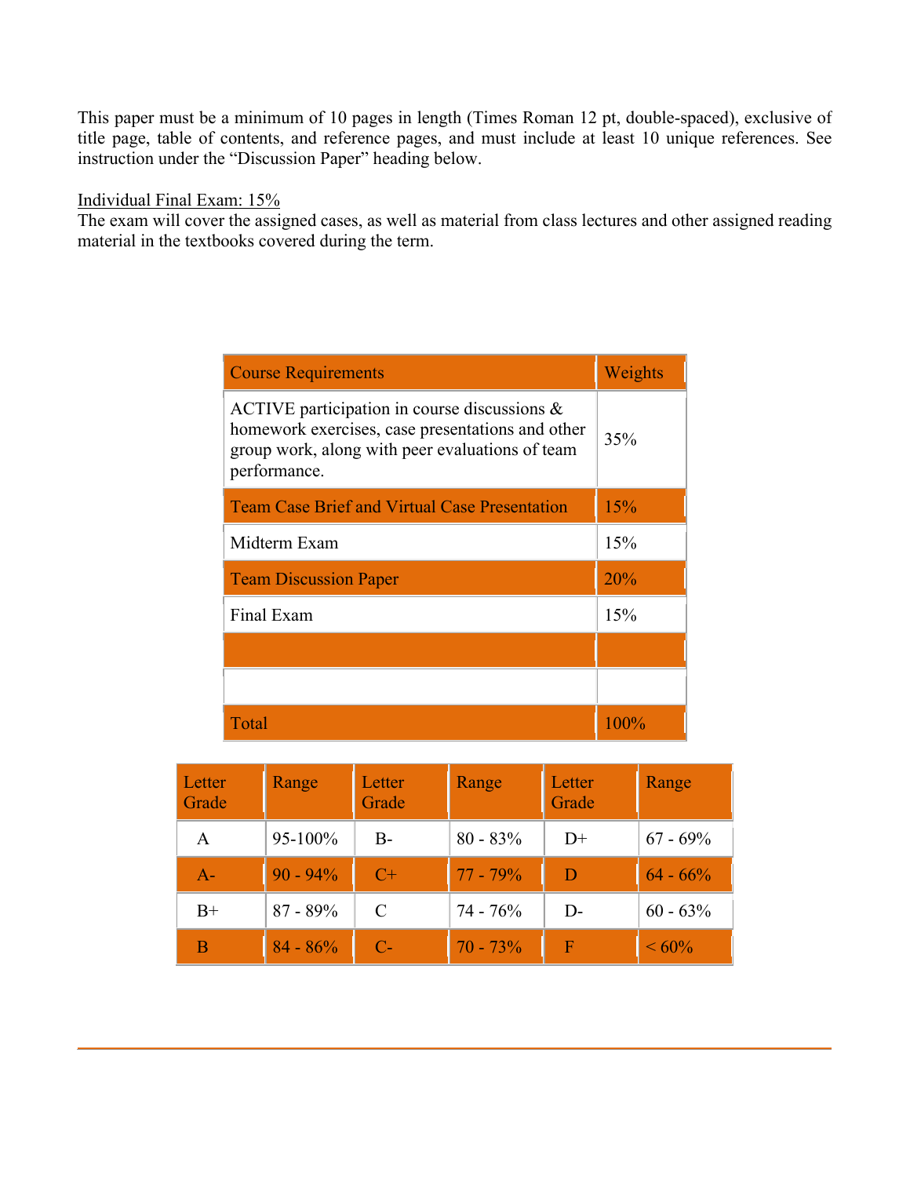This paper must be a minimum of 10 pages in length (Times Roman 12 pt, double-spaced), exclusive of title page, table of contents, and reference pages, and must include at least 10 unique references. See instruction under the "Discussion Paper" heading below.

Individual Final Exam: 15%

The exam will cover the assigned cases, as well as material from class lectures and other assigned reading material in the textbooks covered during the term.

| Course Requirements | Weights |
|---|---|
| ACTIVE participation in course discussions & homework exercises, case presentations and other group work, along with peer evaluations of team performance. | 35% |
| Team Case Brief and Virtual Case Presentation | 15% |
| Midterm Exam | 15% |
| Team Discussion Paper | 20% |
| Final Exam | 15% |
| | |
| | |
| Total | 100% |

| Letter Grade | Range | Letter Grade | Range | Letter Grade | Range |
|---|---|---|---|---|---|
| A | 95-100% | B- | 80 - 83% | D+ | 67 - 69% |
| A- | 90 - 94% | C+ | 77 - 79% | D | 64 - 66% |
| B+ | 87 - 89% | C | 74 - 76% | D- | 60 - 63% |
| B | 84 - 86% | C- | 70 - 73% | F | < 60% |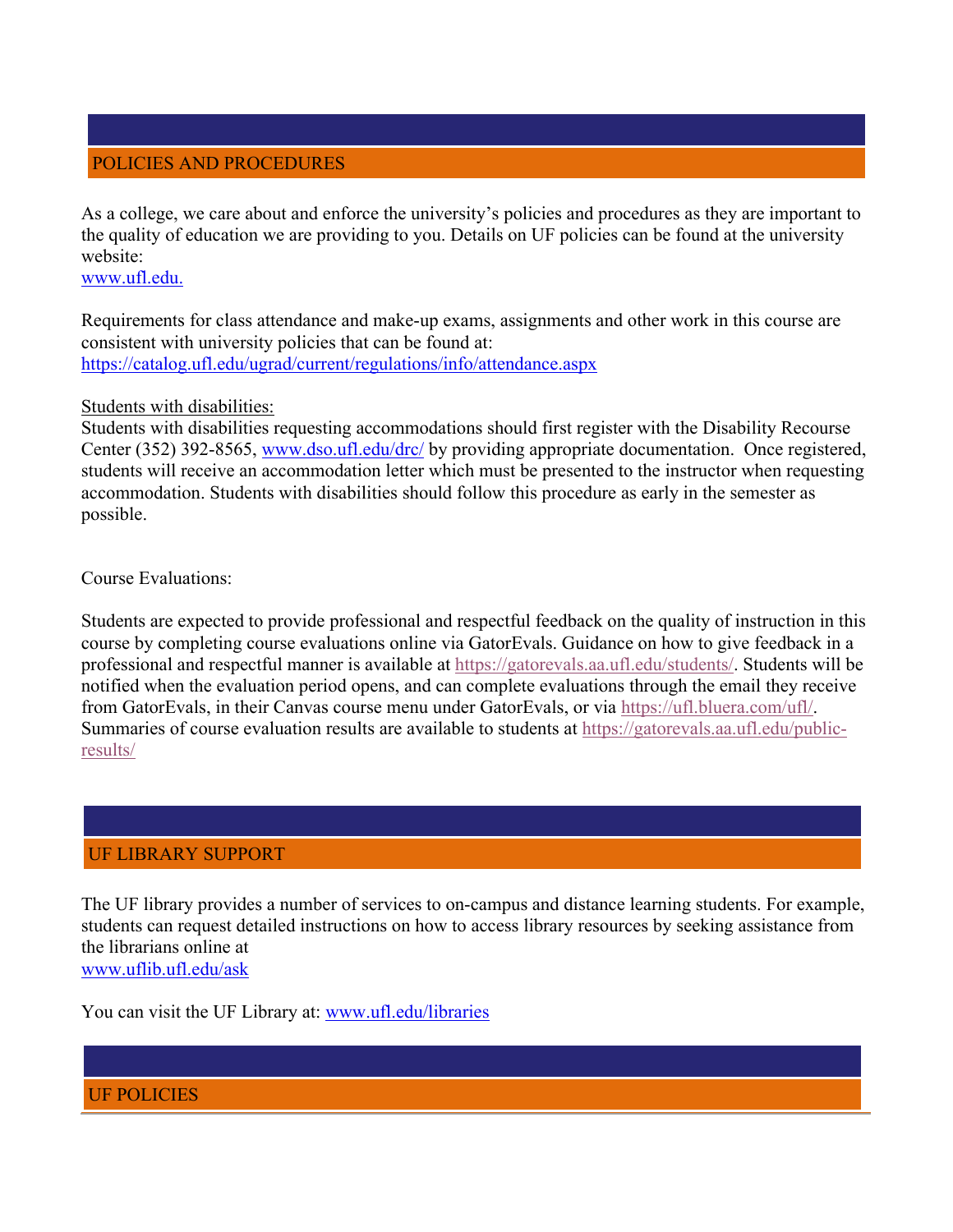## POLICIES AND PROCEDURES

As a college, we care about and enforce the university's policies and procedures as they are important to the quality of education we are providing to you. Details on UF policies can be found at the university website:
www.ufl.edu.

Requirements for class attendance and make-up exams, assignments and other work in this course are consistent with university policies that can be found at:
https://catalog.ufl.edu/ugrad/current/regulations/info/attendance.aspx

Students with disabilities:
Students with disabilities requesting accommodations should first register with the Disability Recourse Center (352) 392-8565, www.dso.ufl.edu/drc/ by providing appropriate documentation. Once registered, students will receive an accommodation letter which must be presented to the instructor when requesting accommodation. Students with disabilities should follow this procedure as early in the semester as possible.

Course Evaluations:

Students are expected to provide professional and respectful feedback on the quality of instruction in this course by completing course evaluations online via GatorEvals. Guidance on how to give feedback in a professional and respectful manner is available at https://gatorevals.aa.ufl.edu/students/. Students will be notified when the evaluation period opens, and can complete evaluations through the email they receive from GatorEvals, in their Canvas course menu under GatorEvals, or via https://ufl.bluera.com/ufl/. Summaries of course evaluation results are available to students at https://gatorevals.aa.ufl.edu/public-results/

## UF LIBRARY SUPPORT

The UF library provides a number of services to on-campus and distance learning students. For example, students can request detailed instructions on how to access library resources by seeking assistance from the librarians online at
www.uflib.ufl.edu/ask

You can visit the UF Library at: www.ufl.edu/libraries

## UF POLICIES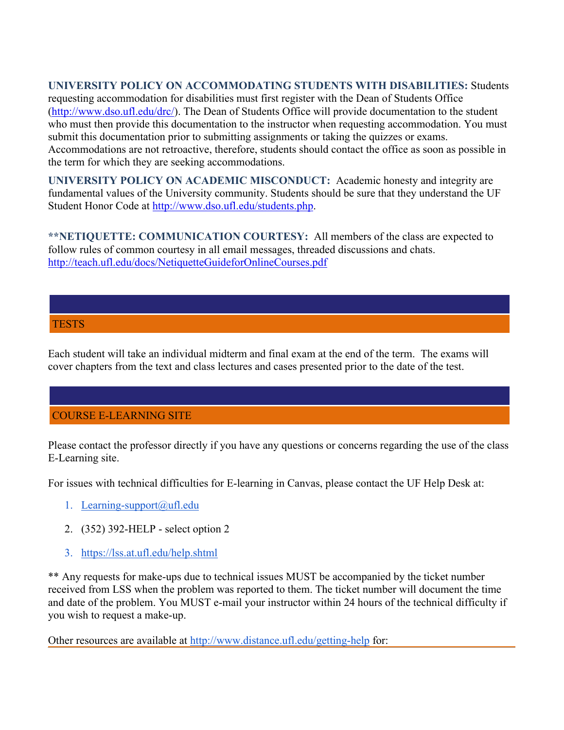**UNIVERSITY POLICY ON ACCOMMODATING STUDENTS WITH DISABILITIES:** Students requesting accommodation for disabilities must first register with the Dean of Students Office (http://www.dso.ufl.edu/drc/). The Dean of Students Office will provide documentation to the student who must then provide this documentation to the instructor when requesting accommodation. You must submit this documentation prior to submitting assignments or taking the quizzes or exams. Accommodations are not retroactive, therefore, students should contact the office as soon as possible in the term for which they are seeking accommodations.

**UNIVERSITY POLICY ON ACADEMIC MISCONDUCT:** Academic honesty and integrity are fundamental values of the University community. Students should be sure that they understand the UF Student Honor Code at http://www.dso.ufl.edu/students.php.

****NETIQUETTE: COMMUNICATION COURTESY:** All members of the class are expected to follow rules of common courtesy in all email messages, threaded discussions and chats. http://teach.ufl.edu/docs/NetiquetteGuideforOnlineCourses.pdf

## TESTS

Each student will take an individual midterm and final exam at the end of the term. The exams will cover chapters from the text and class lectures and cases presented prior to the date of the test.

## COURSE E-LEARNING SITE

Please contact the professor directly if you have any questions or concerns regarding the use of the class E-Learning site.

For issues with technical difficulties for E-learning in Canvas, please contact the UF Help Desk at:

1. Learning-support@ufl.edu
2. (352) 392-HELP - select option 2
3. https://lss.at.ufl.edu/help.shtml

** Any requests for make-ups due to technical issues MUST be accompanied by the ticket number received from LSS when the problem was reported to them. The ticket number will document the time and date of the problem. You MUST e-mail your instructor within 24 hours of the technical difficulty if you wish to request a make-up.

Other resources are available at http://www.distance.ufl.edu/getting-help for: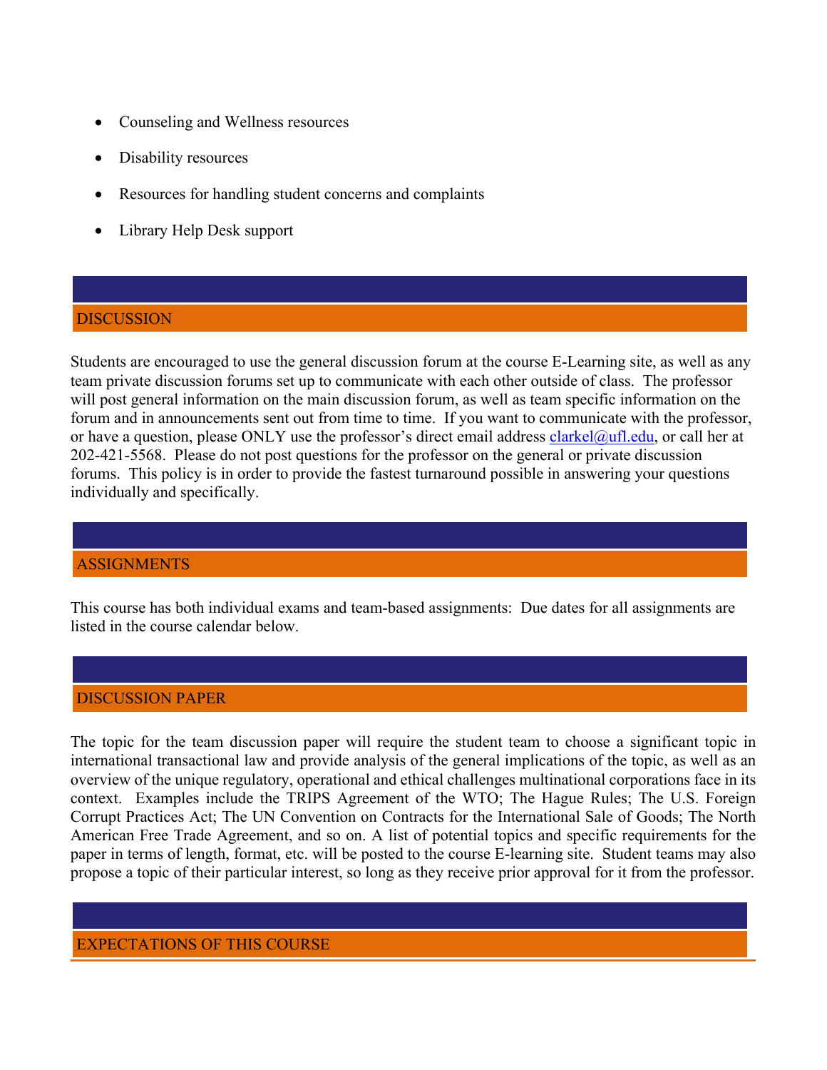- Counseling and Wellness resources
- Disability resources
- Resources for handling student concerns and complaints
- Library Help Desk support

## DISCUSSION

Students are encouraged to use the general discussion forum at the course E-Learning site, as well as any team private discussion forums set up to communicate with each other outside of class. The professor will post general information on the main discussion forum, as well as team specific information on the forum and in announcements sent out from time to time. If you want to communicate with the professor, or have a question, please ONLY use the professor's direct email address clarkel@ufl.edu, or call her at 202-421-5568. Please do not post questions for the professor on the general or private discussion forums. This policy is in order to provide the fastest turnaround possible in answering your questions individually and specifically.

## ASSIGNMENTS

This course has both individual exams and team-based assignments: Due dates for all assignments are listed in the course calendar below.

## DISCUSSION PAPER

The topic for the team discussion paper will require the student team to choose a significant topic in international transactional law and provide analysis of the general implications of the topic, as well as an overview of the unique regulatory, operational and ethical challenges multinational corporations face in its context. Examples include the TRIPS Agreement of the WTO; The Hague Rules; The U.S. Foreign Corrupt Practices Act; The UN Convention on Contracts for the International Sale of Goods; The North American Free Trade Agreement, and so on. A list of potential topics and specific requirements for the paper in terms of length, format, etc. will be posted to the course E-learning site. Student teams may also propose a topic of their particular interest, so long as they receive prior approval for it from the professor.

## EXPECTATIONS OF THIS COURSE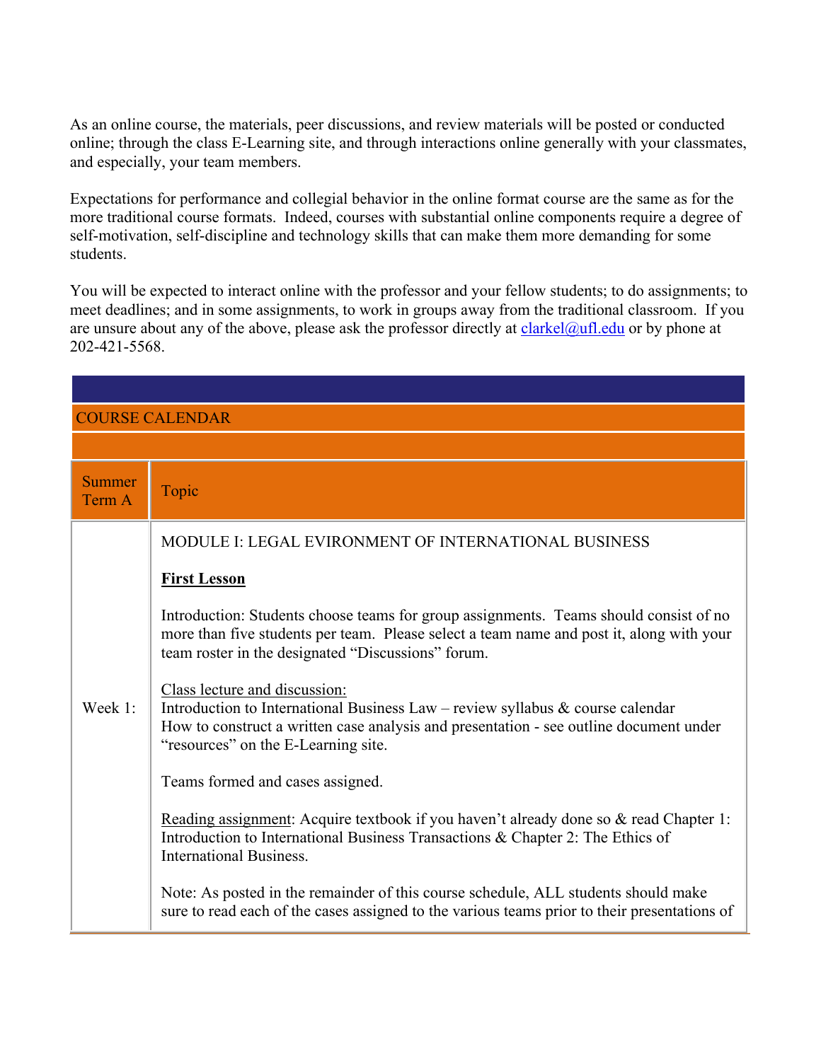As an online course, the materials, peer discussions, and review materials will be posted or conducted online; through the class E-Learning site, and through interactions online generally with your classmates, and especially, your team members.

Expectations for performance and collegial behavior in the online format course are the same as for the more traditional course formats. Indeed, courses with substantial online components require a degree of self-motivation, self-discipline and technology skills that can make them more demanding for some students.

You will be expected to interact online with the professor and your fellow students; to do assignments; to meet deadlines; and in some assignments, to work in groups away from the traditional classroom. If you are unsure about any of the above, please ask the professor directly at clarkel@ufl.edu or by phone at 202-421-5568.

| COURSE CALENDAR | |
|---|---|
| Summer Term A | Topic |
| Week 1: | MODULE I: LEGAL EVIRONMENT OF INTERNATIONAL BUSINESS<br><br>**First Lesson**<br><br>Introduction: Students choose teams for group assignments. Teams should consist of no more than five students per team. Please select a team name and post it, along with your team roster in the designated "Discussions" forum.<br><br>Class lecture and discussion:<br>Introduction to International Business Law – review syllabus & course calendar<br>How to construct a written case analysis and presentation - see outline document under "resources" on the E-Learning site.<br><br>Teams formed and cases assigned.<br><br>Reading assignment: Acquire textbook if you haven't already done so & read Chapter 1: Introduction to International Business Transactions & Chapter 2: The Ethics of International Business.<br><br>Note: As posted in the remainder of this course schedule, ALL students should make sure to read each of the cases assigned to the various teams prior to their presentations of |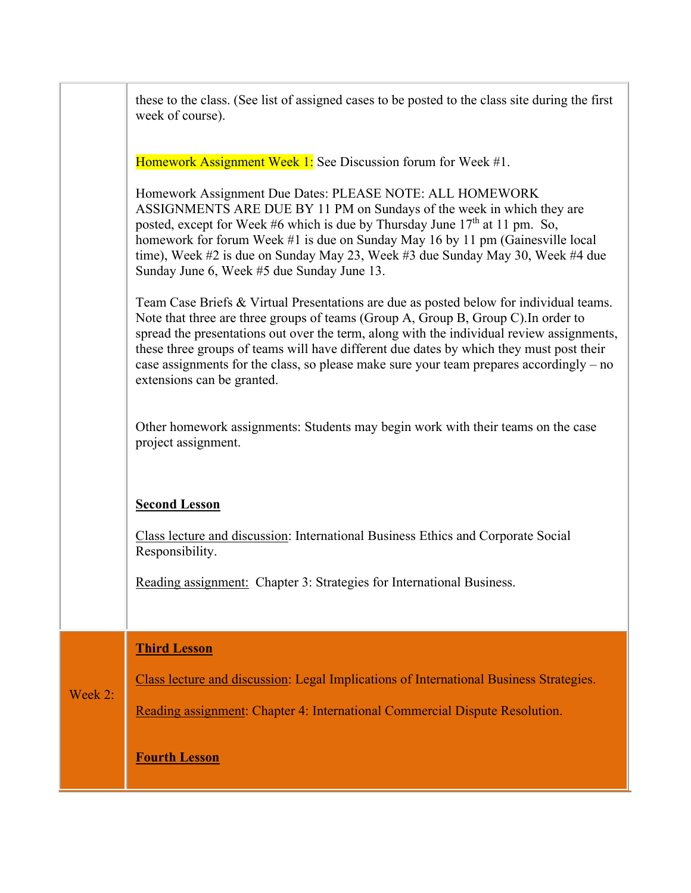| | |
|---|---|
| | these to the class. (See list of assigned cases to be posted to the class site during the first week of course).<br><br>Homework Assignment Week 1: See Discussion forum for Week #1.<br><br>Homework Assignment Due Dates: PLEASE NOTE: ALL HOMEWORK ASSIGNMENTS ARE DUE BY 11 PM on Sundays of the week in which they are posted, except for Week #6 which is due by Thursday June 17th at 11 pm. So, homework for forum Week #1 is due on Sunday May 16 by 11 pm (Gainesville local time), Week #2 is due on Sunday May 23, Week #3 due Sunday May 30, Week #4 due Sunday June 6, Week #5 due Sunday June 13.<br><br>Team Case Briefs & Virtual Presentations are due as posted below for individual teams. Note that three are three groups of teams (Group A, Group B, Group C).In order to spread the presentations out over the term, along with the individual review assignments, these three groups of teams will have different due dates by which they must post their case assignments for the class, so please make sure your team prepares accordingly – no extensions can be granted.<br><br>Other homework assignments: Students may begin work with their teams on the case project assignment.<br><br>**Second Lesson**<br><br>Class lecture and discussion: International Business Ethics and Corporate Social Responsibility.<br><br>Reading assignment: Chapter 3: Strategies for International Business. |
| Week 2: | **Third Lesson**<br><br>Class lecture and discussion: Legal Implications of International Business Strategies.<br><br>Reading assignment: Chapter 4: International Commercial Dispute Resolution.<br><br>**Fourth Lesson** |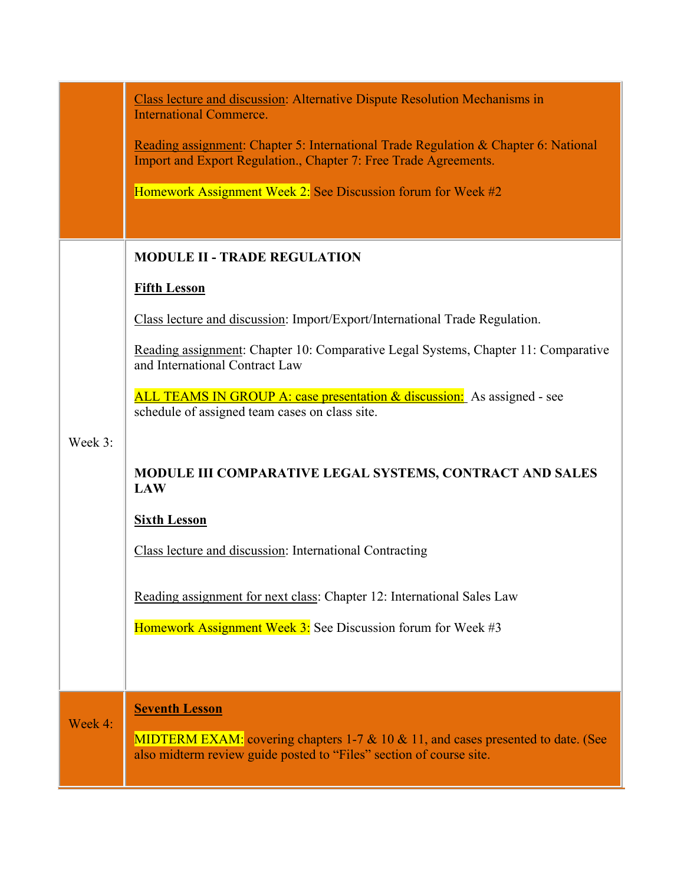| | |
|---|---|
| | Class lecture and discussion: Alternative Dispute Resolution Mechanisms in International Commerce.<br><br>Reading assignment: Chapter 5: International Trade Regulation & Chapter 6: National Import and Export Regulation., Chapter 7: Free Trade Agreements.<br><br>Homework Assignment Week 2: See Discussion forum for Week #2 |
| Week 3: | **MODULE II - TRADE REGULATION**<br><br>**Fifth Lesson**<br><br>Class lecture and discussion: Import/Export/International Trade Regulation.<br><br>Reading assignment: Chapter 10: Comparative Legal Systems, Chapter 11: Comparative and International Contract Law<br><br>ALL TEAMS IN GROUP A: case presentation & discussion: As assigned - see schedule of assigned team cases on class site.<br><br>**MODULE III COMPARATIVE LEGAL SYSTEMS, CONTRACT AND SALES LAW**<br><br>**Sixth Lesson**<br><br>Class lecture and discussion: International Contracting<br><br>Reading assignment for next class: Chapter 12: International Sales Law<br><br>Homework Assignment Week 3: See Discussion forum for Week #3 |
| Week 4: | **Seventh Lesson**<br><br>MIDTERM EXAM: covering chapters 1-7 & 10 & 11, and cases presented to date. (See also midterm review guide posted to "Files" section of course site. |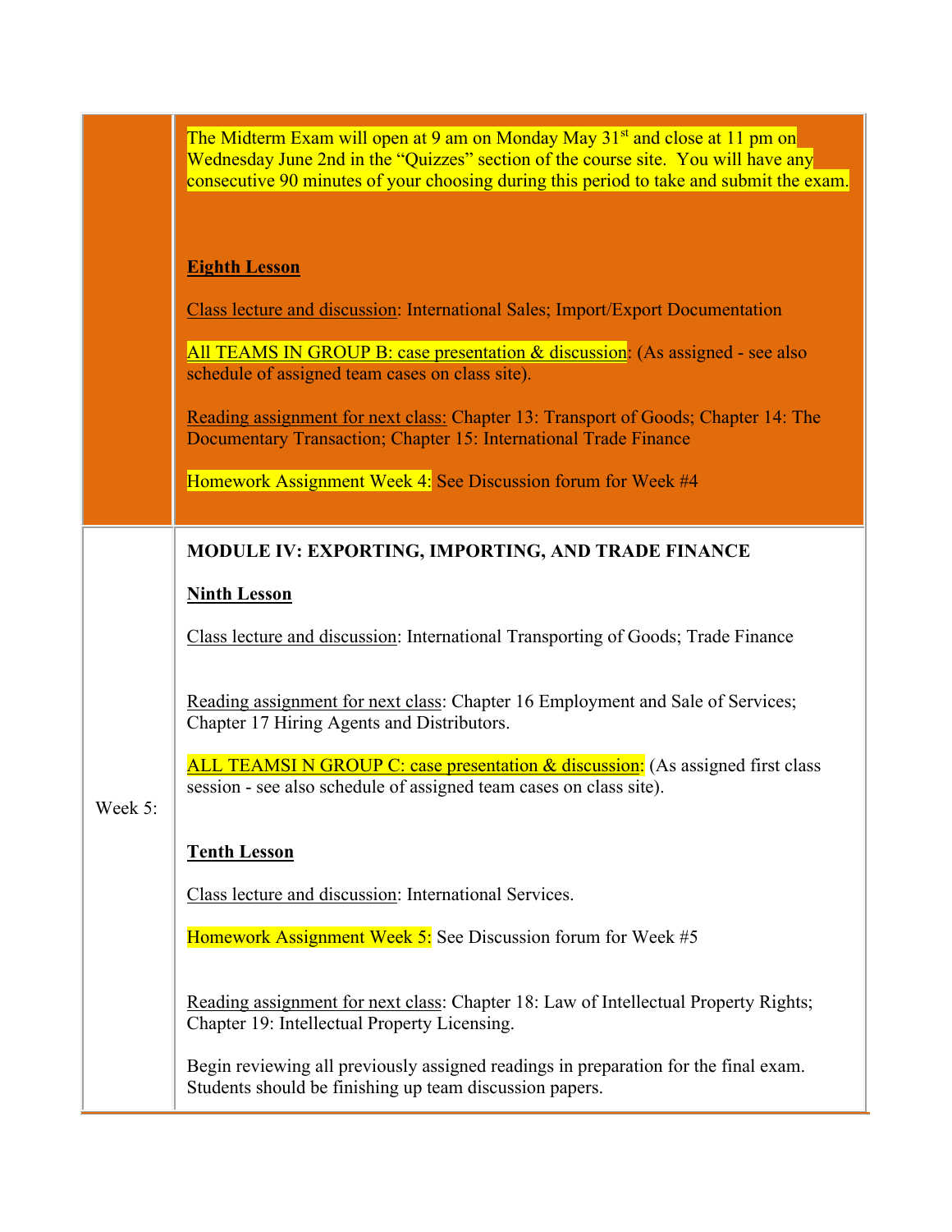| | |
|---|---|
| | The Midterm Exam will open at 9 am on Monday May 31st and close at 11 pm on Wednesday June 2nd in the "Quizzes" section of the course site. You will have any consecutive 90 minutes of your choosing during this period to take and submit the exam.<br><br>**Eighth Lesson**<br><br>Class lecture and discussion: International Sales; Import/Export Documentation<br><br>All TEAMS IN GROUP B: case presentation & discussion: (As assigned - see also schedule of assigned team cases on class site).<br><br>Reading assignment for next class: Chapter 13: Transport of Goods; Chapter 14: The Documentary Transaction; Chapter 15: International Trade Finance<br><br>Homework Assignment Week 4: See Discussion forum for Week #4 |
| Week 5: | **MODULE IV: EXPORTING, IMPORTING, AND TRADE FINANCE**<br><br>**Ninth Lesson**<br><br>Class lecture and discussion: International Transporting of Goods; Trade Finance<br><br>Reading assignment for next class: Chapter 16 Employment and Sale of Services; Chapter 17 Hiring Agents and Distributors.<br><br>ALL TEAMSI N GROUP C: case presentation & discussion: (As assigned first class session - see also schedule of assigned team cases on class site).<br><br>**Tenth Lesson**<br><br>Class lecture and discussion: International Services.<br><br>Homework Assignment Week 5: See Discussion forum for Week #5<br><br>Reading assignment for next class: Chapter 18: Law of Intellectual Property Rights; Chapter 19: Intellectual Property Licensing.<br><br>Begin reviewing all previously assigned readings in preparation for the final exam. Students should be finishing up team discussion papers. |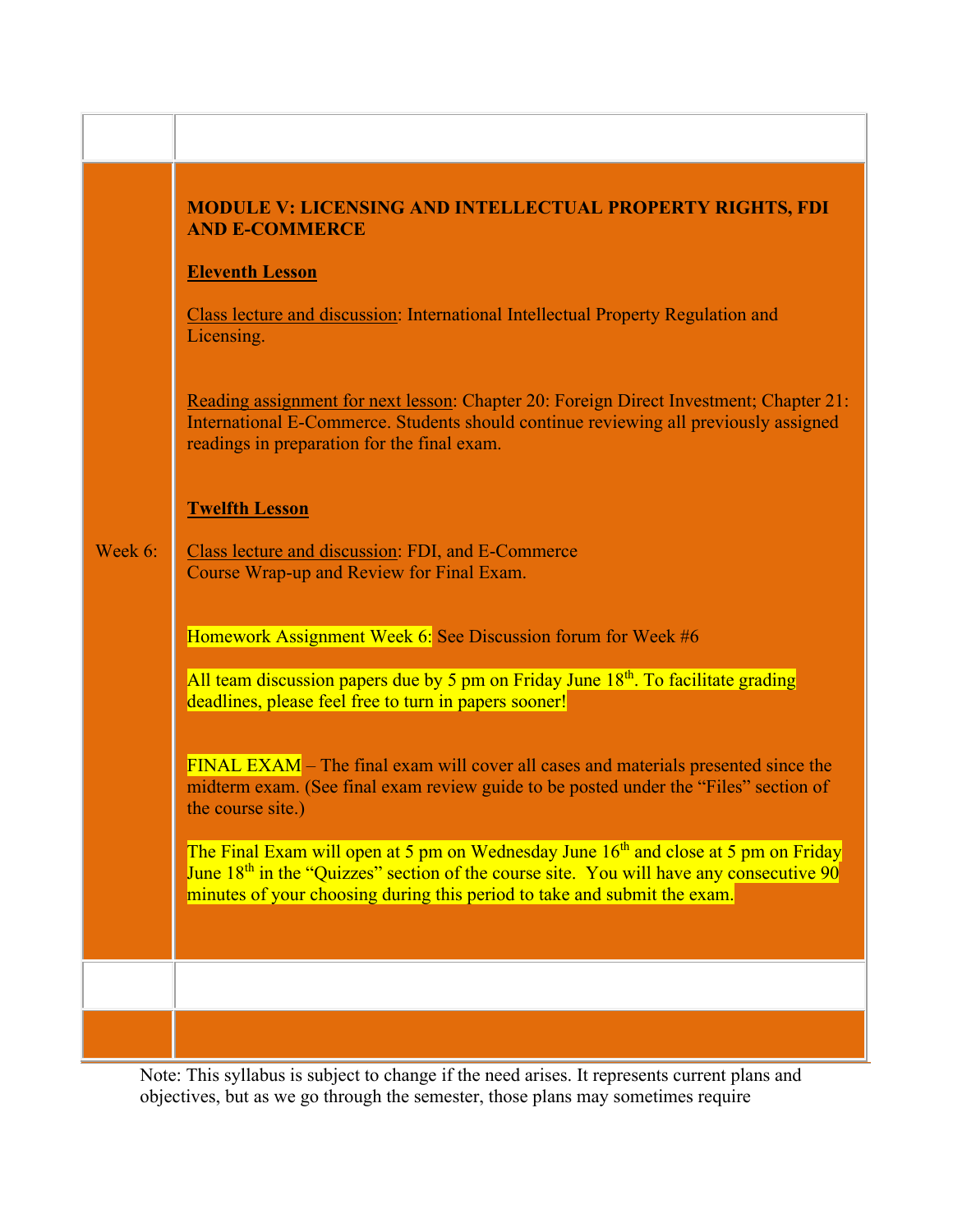| | |
|---|---|
| Week 6: | **MODULE V: LICENSING AND INTELLECTUAL PROPERTY RIGHTS, FDI AND E-COMMERCE**<br><br>**Eleventh Lesson**<br><br>Class lecture and discussion: International Intellectual Property Regulation and Licensing.<br><br>Reading assignment for next lesson: Chapter 20: Foreign Direct Investment; Chapter 21: International E-Commerce. Students should continue reviewing all previously assigned readings in preparation for the final exam.<br><br>**Twelfth Lesson**<br><br>Class lecture and discussion: FDI, and E-Commerce<br>Course Wrap-up and Review for Final Exam.<br><br>Homework Assignment Week 6: See Discussion forum for Week #6<br><br>All team discussion papers due by 5 pm on Friday June 18th. To facilitate grading deadlines, please feel free to turn in papers sooner!<br><br>FINAL EXAM – The final exam will cover all cases and materials presented since the midterm exam. (See final exam review guide to be posted under the "Files" section of the course site.)<br><br>The Final Exam will open at 5 pm on Wednesday June 16th and close at 5 pm on Friday June 18th in the "Quizzes" section of the course site. You will have any consecutive 90 minutes of your choosing during this period to take and submit the exam. |
| | |
| | |

Note: This syllabus is subject to change if the need arises. It represents current plans and objectives, but as we go through the semester, those plans may sometimes require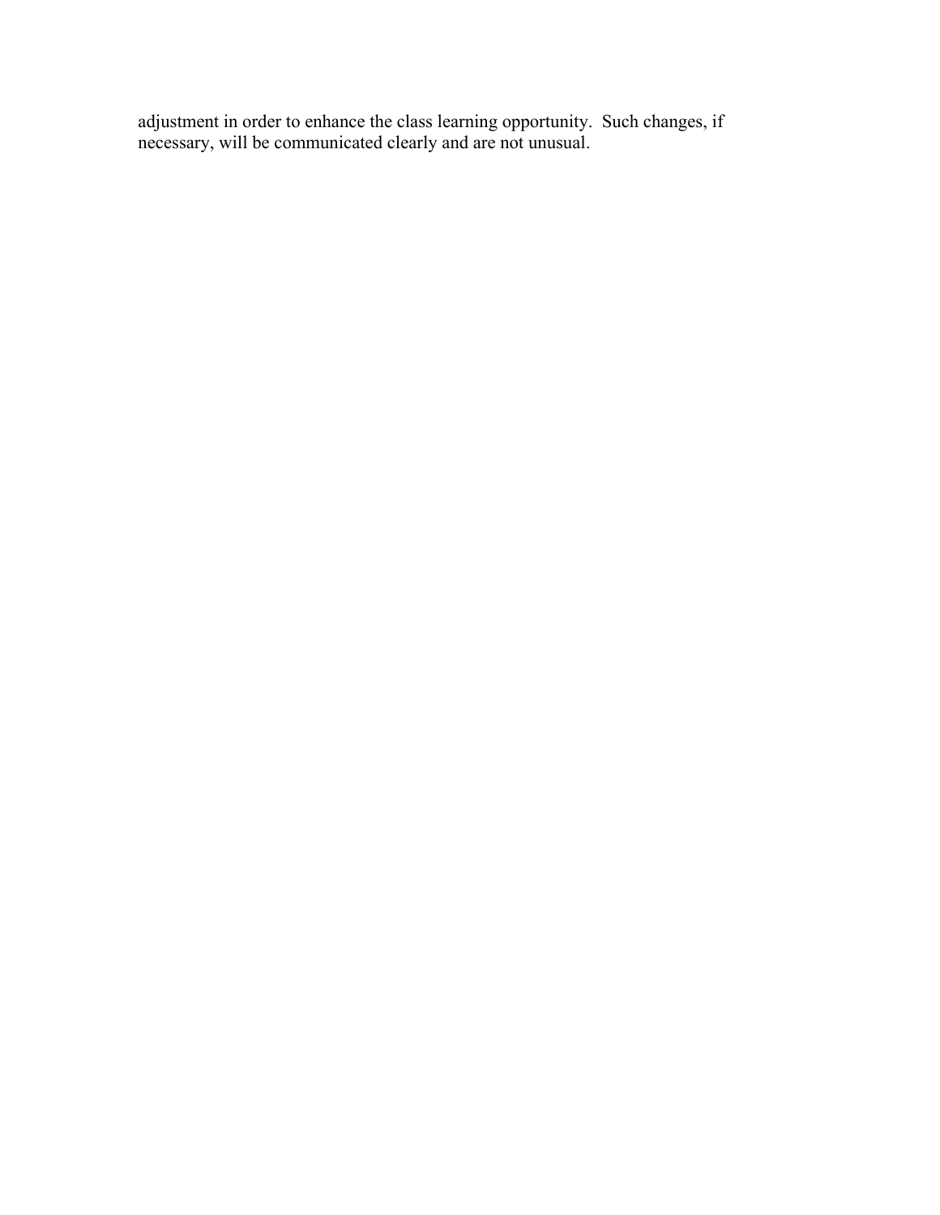adjustment in order to enhance the class learning opportunity. Such changes, if necessary, will be communicated clearly and are not unusual.